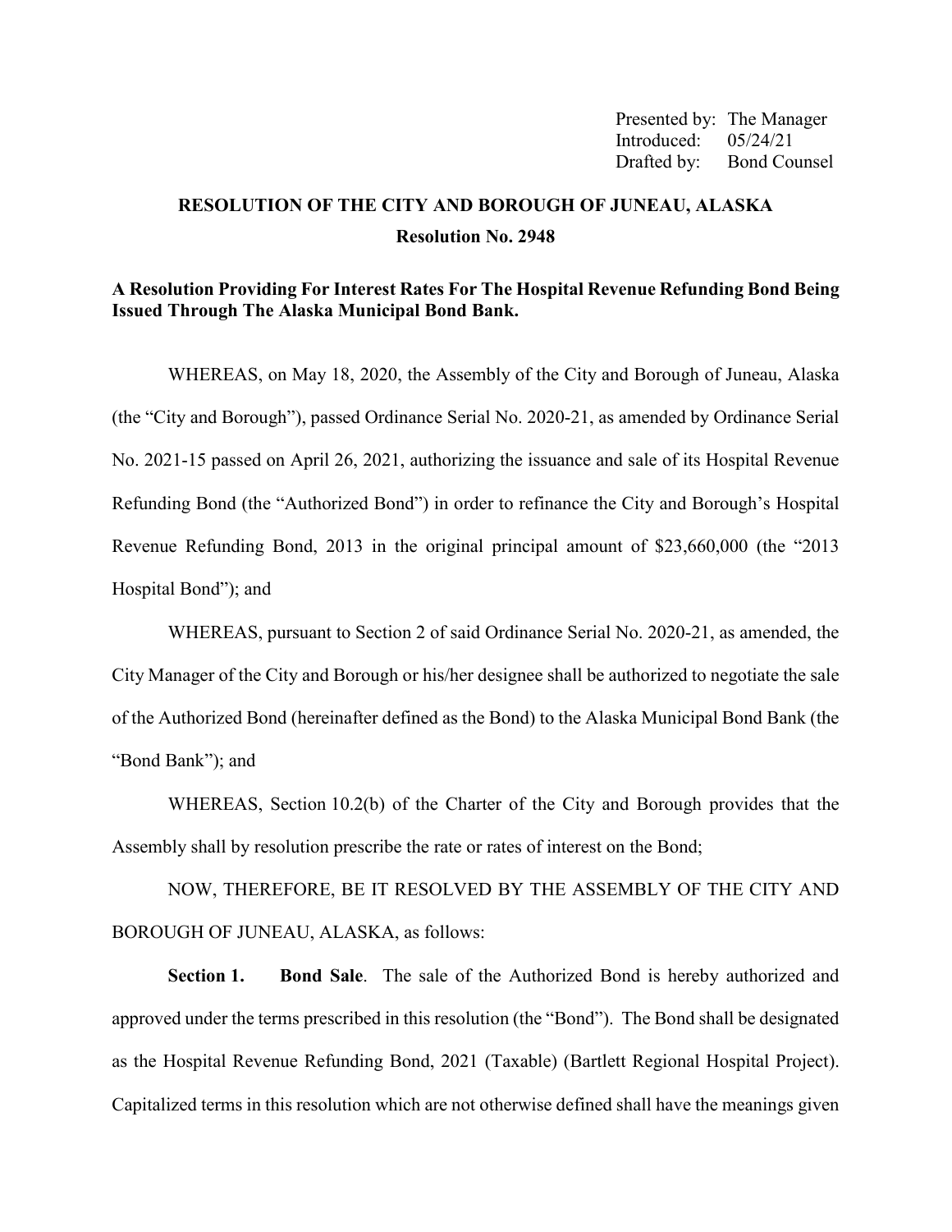Presented by: The Manager
Introduced: 05/24/21
Drafted by: Bond Counsel

# RESOLUTION OF THE CITY AND BOROUGH OF JUNEAU, ALASKA

## Resolution No. 2948

**A Resolution Providing For Interest Rates For The Hospital Revenue Refunding Bond Being Issued Through The Alaska Municipal Bond Bank.**

WHEREAS, on May 18, 2020, the Assembly of the City and Borough of Juneau, Alaska (the "City and Borough"), passed Ordinance Serial No. 2020-21, as amended by Ordinance Serial No. 2021-15 passed on April 26, 2021, authorizing the issuance and sale of its Hospital Revenue Refunding Bond (the "Authorized Bond") in order to refinance the City and Borough's Hospital Revenue Refunding Bond, 2013 in the original principal amount of $23,660,000 (the "2013 Hospital Bond"); and

WHEREAS, pursuant to Section 2 of said Ordinance Serial No. 2020-21, as amended, the City Manager of the City and Borough or his/her designee shall be authorized to negotiate the sale of the Authorized Bond (hereinafter defined as the Bond) to the Alaska Municipal Bond Bank (the "Bond Bank"); and

WHEREAS, Section 10.2(b) of the Charter of the City and Borough provides that the Assembly shall by resolution prescribe the rate or rates of interest on the Bond;

NOW, THEREFORE, BE IT RESOLVED BY THE ASSEMBLY OF THE CITY AND BOROUGH OF JUNEAU, ALASKA, as follows:

**Section 1. Bond Sale**. The sale of the Authorized Bond is hereby authorized and approved under the terms prescribed in this resolution (the "Bond"). The Bond shall be designated as the Hospital Revenue Refunding Bond, 2021 (Taxable) (Bartlett Regional Hospital Project). Capitalized terms in this resolution which are not otherwise defined shall have the meanings given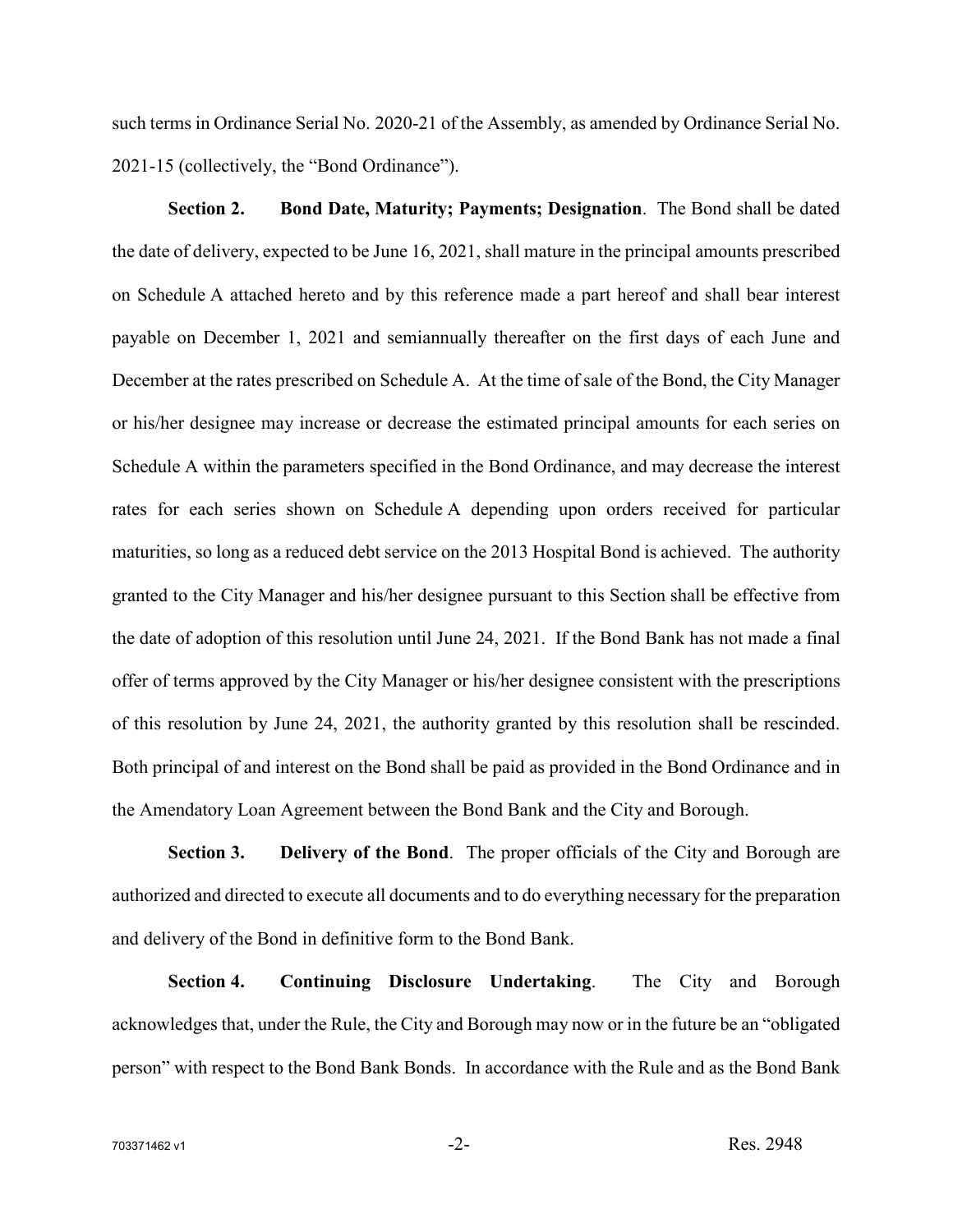such terms in Ordinance Serial No. 2020-21 of the Assembly, as amended by Ordinance Serial No. 2021-15 (collectively, the "Bond Ordinance").

**Section 2. Bond Date, Maturity; Payments; Designation**. The Bond shall be dated the date of delivery, expected to be June 16, 2021, shall mature in the principal amounts prescribed on Schedule A attached hereto and by this reference made a part hereof and shall bear interest payable on December 1, 2021 and semiannually thereafter on the first days of each June and December at the rates prescribed on Schedule A. At the time of sale of the Bond, the City Manager or his/her designee may increase or decrease the estimated principal amounts for each series on Schedule A within the parameters specified in the Bond Ordinance, and may decrease the interest rates for each series shown on Schedule A depending upon orders received for particular maturities, so long as a reduced debt service on the 2013 Hospital Bond is achieved. The authority granted to the City Manager and his/her designee pursuant to this Section shall be effective from the date of adoption of this resolution until June 24, 2021. If the Bond Bank has not made a final offer of terms approved by the City Manager or his/her designee consistent with the prescriptions of this resolution by June 24, 2021, the authority granted by this resolution shall be rescinded. Both principal of and interest on the Bond shall be paid as provided in the Bond Ordinance and in the Amendatory Loan Agreement between the Bond Bank and the City and Borough.

**Section 3. Delivery of the Bond**. The proper officials of the City and Borough are authorized and directed to execute all documents and to do everything necessary for the preparation and delivery of the Bond in definitive form to the Bond Bank.

**Section 4. Continuing Disclosure Undertaking**. The City and Borough acknowledges that, under the Rule, the City and Borough may now or in the future be an "obligated person" with respect to the Bond Bank Bonds. In accordance with the Rule and as the Bond Bank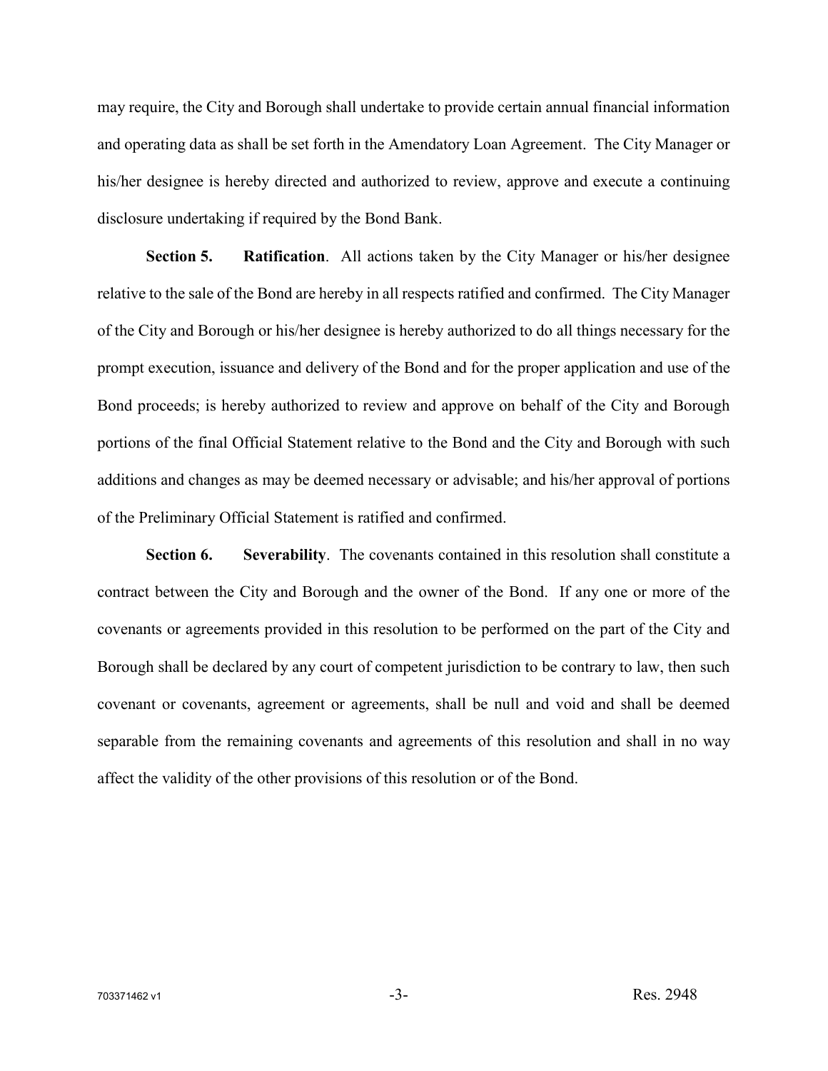may require, the City and Borough shall undertake to provide certain annual financial information and operating data as shall be set forth in the Amendatory Loan Agreement. The City Manager or his/her designee is hereby directed and authorized to review, approve and execute a continuing disclosure undertaking if required by the Bond Bank.

**Section 5. Ratification**. All actions taken by the City Manager or his/her designee relative to the sale of the Bond are hereby in all respects ratified and confirmed. The City Manager of the City and Borough or his/her designee is hereby authorized to do all things necessary for the prompt execution, issuance and delivery of the Bond and for the proper application and use of the Bond proceeds; is hereby authorized to review and approve on behalf of the City and Borough portions of the final Official Statement relative to the Bond and the City and Borough with such additions and changes as may be deemed necessary or advisable; and his/her approval of portions of the Preliminary Official Statement is ratified and confirmed.

**Section 6. Severability**. The covenants contained in this resolution shall constitute a contract between the City and Borough and the owner of the Bond. If any one or more of the covenants or agreements provided in this resolution to be performed on the part of the City and Borough shall be declared by any court of competent jurisdiction to be contrary to law, then such covenant or covenants, agreement or agreements, shall be null and void and shall be deemed separable from the remaining covenants and agreements of this resolution and shall in no way affect the validity of the other provisions of this resolution or of the Bond.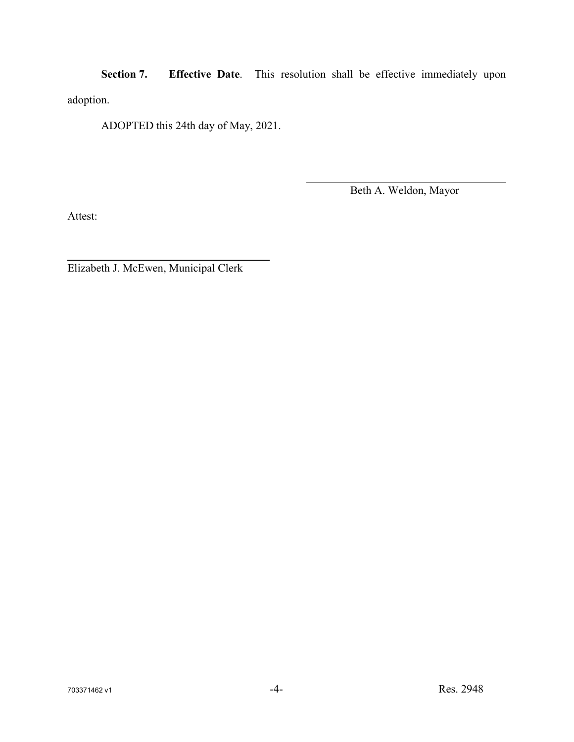**Section 7. Effective Date**. This resolution shall be effective immediately upon adoption.

ADOPTED this 24th day of May, 2021.

\_\_\_\_\_\_\_\_\_\_\_\_\_\_\_\_\_\_\_\_\_\_\_\_\_\_\_\_\_\_\_\_

Beth A. Weldon, Mayor

Attest:

\_\_\_\_\_\_\_\_\_\_\_\_\_\_\_\_\_\_\_\_\_\_\_\_\_\_\_\_\_\_\_\_

Elizabeth J. McEwen, Municipal Clerk

703371462 v1

Res. 2948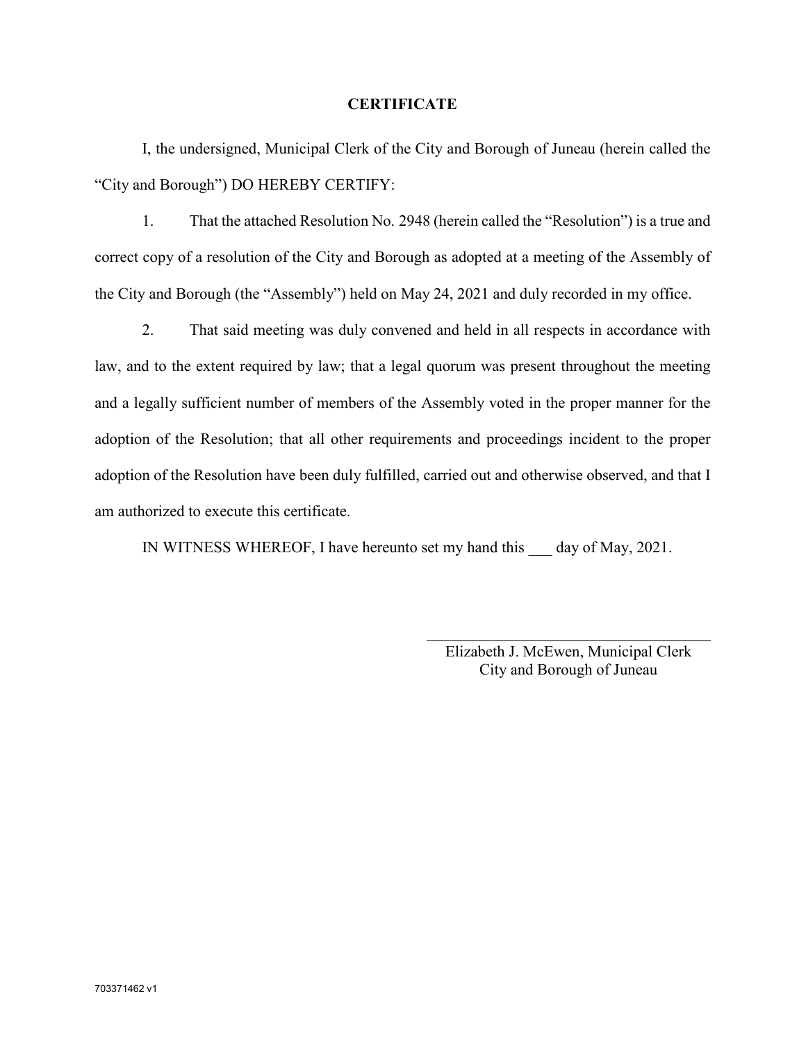# CERTIFICATE

I, the undersigned, Municipal Clerk of the City and Borough of Juneau (herein called the "City and Borough") DO HEREBY CERTIFY:

1. That the attached Resolution No. 2948 (herein called the "Resolution") is a true and correct copy of a resolution of the City and Borough as adopted at a meeting of the Assembly of the City and Borough (the "Assembly") held on May 24, 2021 and duly recorded in my office.

2. That said meeting was duly convened and held in all respects in accordance with law, and to the extent required by law; that a legal quorum was present throughout the meeting and a legally sufficient number of members of the Assembly voted in the proper manner for the adoption of the Resolution; that all other requirements and proceedings incident to the proper adoption of the Resolution have been duly fulfilled, carried out and otherwise observed, and that I am authorized to execute this certificate.

IN WITNESS WHEREOF, I have hereunto set my hand this ___ day of May, 2021.

\_\_\_\_\_\_\_\_\_\_\_\_\_\_\_\_\_\_\_\_\_\_\_\_\_\_\_\_\_\_\_\_\_\_\_\_

Elizabeth J. McEwen, Municipal Clerk
City and Borough of Juneau

703371462 v1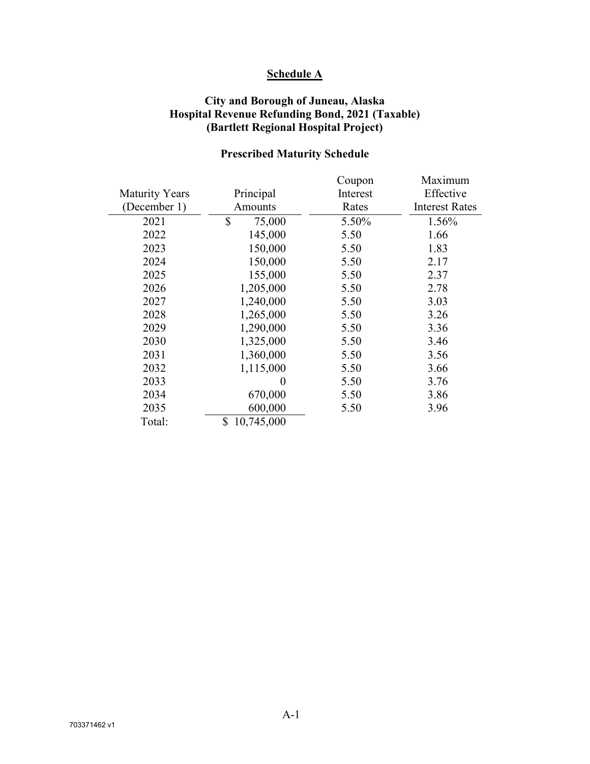## Schedule A

### City and Borough of Juneau, Alaska
### Hospital Revenue Refunding Bond, 2021 (Taxable)
### (Bartlett Regional Hospital Project)

### Prescribed Maturity Schedule

| Maturity Years (December 1) | Principal Amounts | Coupon Interest Rates | Maximum Effective Interest Rates |
|---|---|---|---|
| 2021 | $ 75,000 | 5.50% | 1.56% |
| 2022 | 145,000 | 5.50 | 1.66 |
| 2023 | 150,000 | 5.50 | 1.83 |
| 2024 | 150,000 | 5.50 | 2.17 |
| 2025 | 155,000 | 5.50 | 2.37 |
| 2026 | 1,205,000 | 5.50 | 2.78 |
| 2027 | 1,240,000 | 5.50 | 3.03 |
| 2028 | 1,265,000 | 5.50 | 3.26 |
| 2029 | 1,290,000 | 5.50 | 3.36 |
| 2030 | 1,325,000 | 5.50 | 3.46 |
| 2031 | 1,360,000 | 5.50 | 3.56 |
| 2032 | 1,115,000 | 5.50 | 3.66 |
| 2033 | 0 | 5.50 | 3.76 |
| 2034 | 670,000 | 5.50 | 3.86 |
| 2035 | 600,000 | 5.50 | 3.96 |
| Total: | $ 10,745,000 | | |

703371462 v1